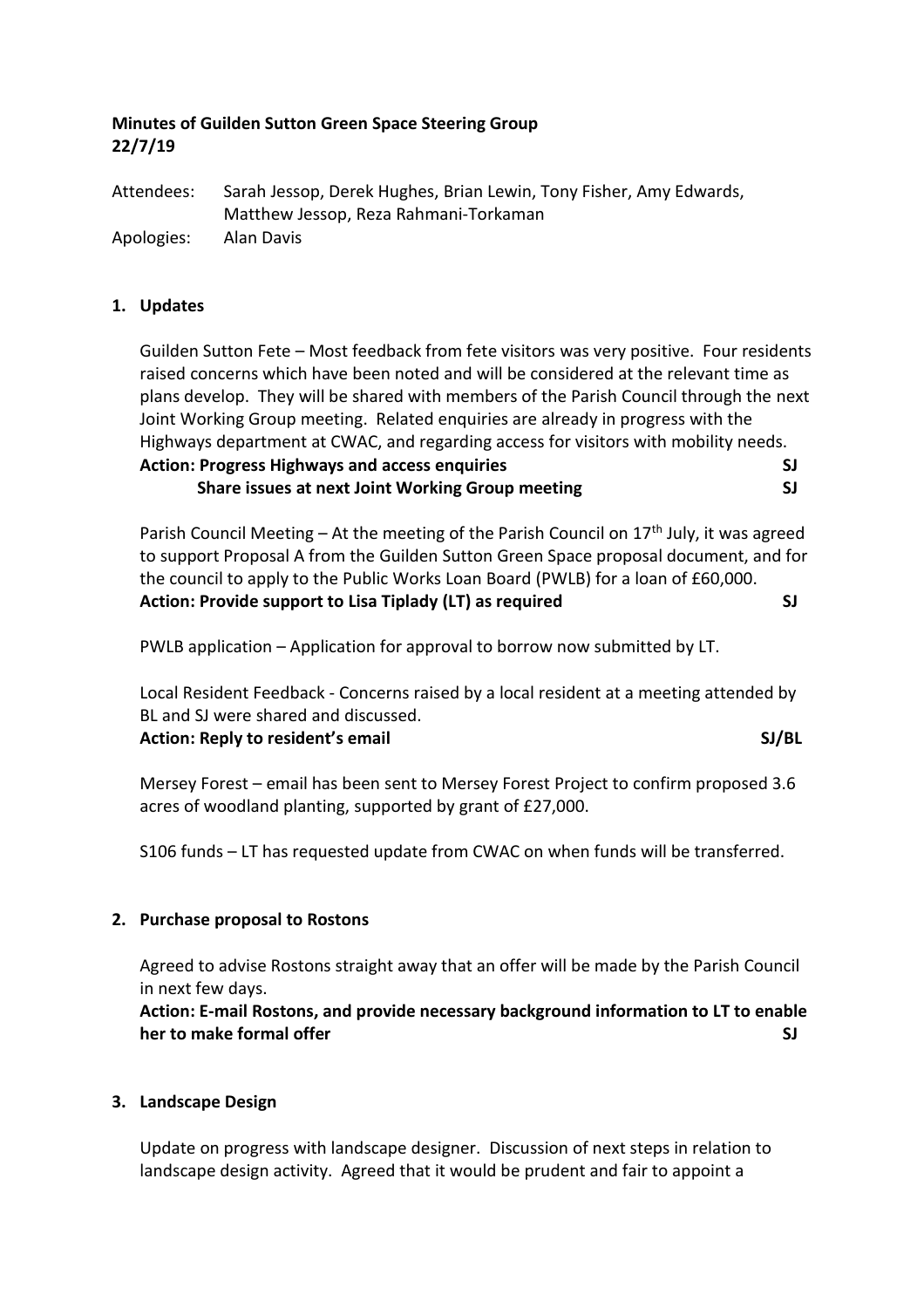**Minutes of Guilden Sutton Green Space Steering Group**
**22/7/19**

Attendees: Sarah Jessop, Derek Hughes, Brian Lewin, Tony Fisher, Amy Edwards, Matthew Jessop, Reza Rahmani-Torkaman
Apologies: Alan Davis

## 1. Updates

Guilden Sutton Fete – Most feedback from fete visitors was very positive. Four residents raised concerns which have been noted and will be considered at the relevant time as plans develop. They will be shared with members of the Parish Council through the next Joint Working Group meeting. Related enquiries are already in progress with the Highways department at CWAC, and regarding access for visitors with mobility needs.

**Action: Progress Highways and access enquiries** **SJ**
**Share issues at next Joint Working Group meeting** **SJ**

Parish Council Meeting – At the meeting of the Parish Council on 17th July, it was agreed to support Proposal A from the Guilden Sutton Green Space proposal document, and for the council to apply to the Public Works Loan Board (PWLB) for a loan of £60,000.

**Action: Provide support to Lisa Tiplady (LT) as required** **SJ**

PWLB application – Application for approval to borrow now submitted by LT.

Local Resident Feedback - Concerns raised by a local resident at a meeting attended by BL and SJ were shared and discussed.

**Action: Reply to resident's email** **SJ/BL**

Mersey Forest – email has been sent to Mersey Forest Project to confirm proposed 3.6 acres of woodland planting, supported by grant of £27,000.

S106 funds – LT has requested update from CWAC on when funds will be transferred.

## 2. Purchase proposal to Rostons

Agreed to advise Rostons straight away that an offer will be made by the Parish Council in next few days.

**Action: E-mail Rostons, and provide necessary background information to LT to enable her to make formal offer** **SJ**

## 3. Landscape Design

Update on progress with landscape designer. Discussion of next steps in relation to landscape design activity. Agreed that it would be prudent and fair to appoint a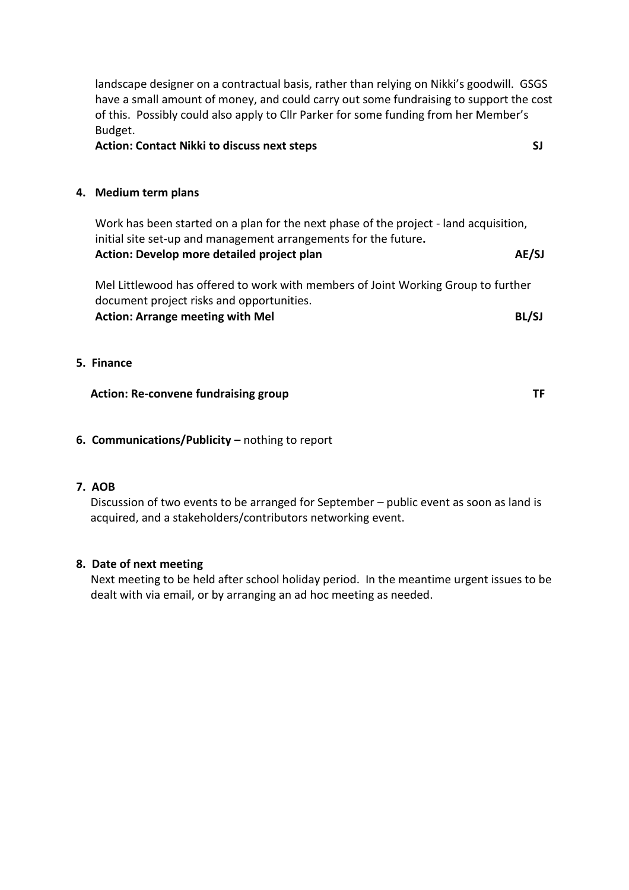landscape designer on a contractual basis, rather than relying on Nikki's goodwill. GSGS have a small amount of money, and could carry out some fundraising to support the cost of this. Possibly could also apply to Cllr Parker for some funding from her Member's Budget.

**Action: Contact Nikki to discuss next steps** **SJ**

**4. Medium term plans**

Work has been started on a plan for the next phase of the project - land acquisition, initial site set-up and management arrangements for the future**.**

**Action: Develop more detailed project plan** **AE/SJ**

Mel Littlewood has offered to work with members of Joint Working Group to further document project risks and opportunities.

**Action: Arrange meeting with Mel** **BL/SJ**

**5. Finance**

**Action: Re-convene fundraising group** **TF**

**6. Communications/Publicity –** nothing to report

**7. AOB**

Discussion of two events to be arranged for September – public event as soon as land is acquired, and a stakeholders/contributors networking event.

**8. Date of next meeting**

Next meeting to be held after school holiday period. In the meantime urgent issues to be dealt with via email, or by arranging an ad hoc meeting as needed.